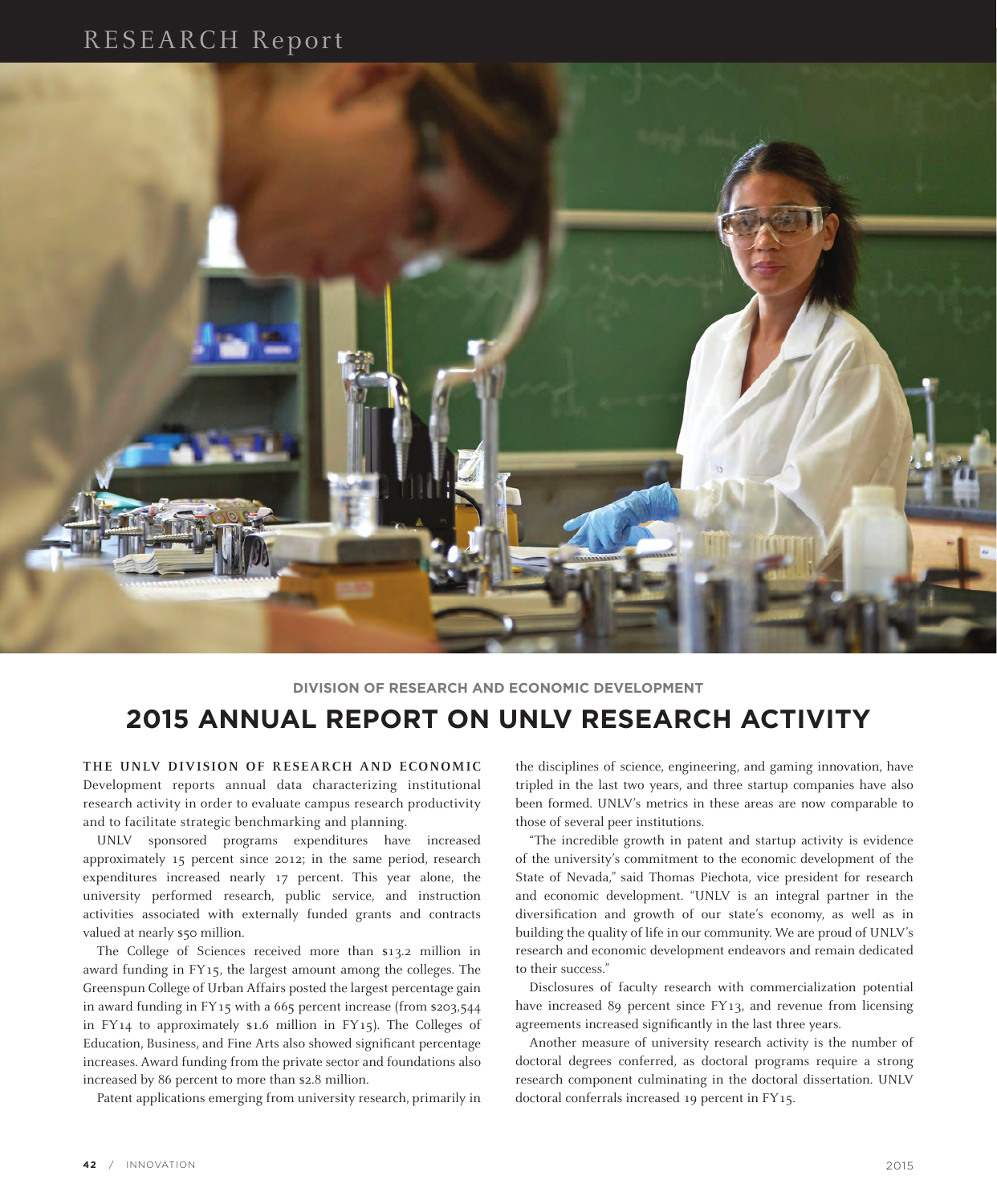DIVISION OF RESEARCH AND ECONOMIC DEVELOPMENT

# 2015 ANNUAL REPORT ON UNLV RESEARCH ACTIVITY

**THE UNLV DIVISION OF RESEARCH AND ECONOMIC** Development reports annual data characterizing institutional research activity in order to evaluate campus research productivity and to facilitate strategic benchmarking and planning.

UNLV sponsored programs expenditures have increased approximately 15 percent since 2012; in the same period, research expenditures increased nearly 17 percent. This year alone, the university performed research, public service, and instruction activities associated with externally funded grants and contracts valued at nearly $50 million.

The College of Sciences received more than $13.2 million in award funding in FY15, the largest amount among the colleges. The Greenspun College of Urban Affairs posted the largest percentage gain in award funding in FY15 with a 665 percent increase (from $203,544 in FY14 to approximately $1.6 million in FY15). The Colleges of Education, Business, and Fine Arts also showed significant percentage increases. Award funding from the private sector and foundations also increased by 86 percent to more than $2.8 million.

Patent applications emerging from university research, primarily in the disciplines of science, engineering, and gaming innovation, have tripled in the last two years, and three startup companies have also been formed. UNLV's metrics in these areas are now comparable to those of several peer institutions.

"The incredible growth in patent and startup activity is evidence of the university's commitment to the economic development of the State of Nevada," said Thomas Piechota, vice president for research and economic development. "UNLV is an integral partner in the diversification and growth of our state's economy, as well as in building the quality of life in our community. We are proud of UNLV's research and economic development endeavors and remain dedicated to their success."

Disclosures of faculty research with commercialization potential have increased 89 percent since FY13, and revenue from licensing agreements increased significantly in the last three years.

Another measure of university research activity is the number of doctoral degrees conferred, as doctoral programs require a strong research component culminating in the doctoral dissertation. UNLV doctoral conferrals increased 19 percent in FY15.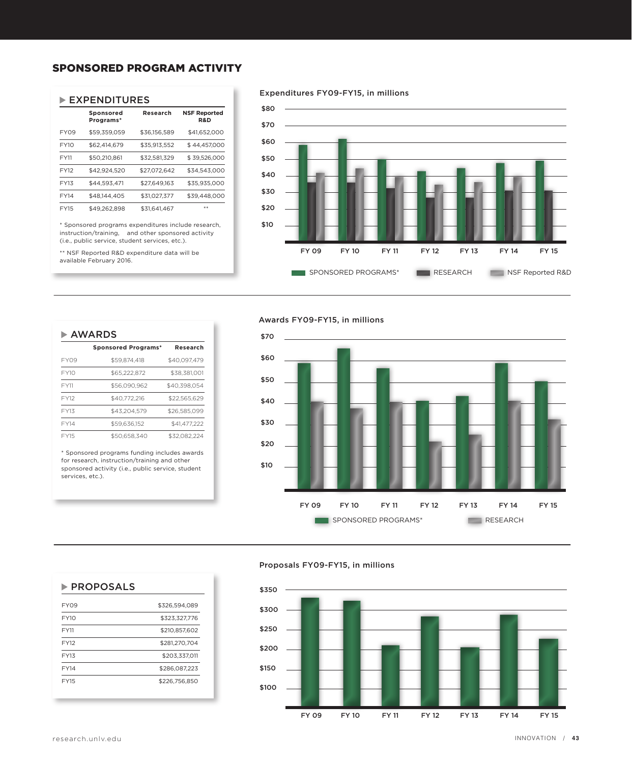## SPONSORED PROGRAM ACTIVITY

### EXPENDITURES

| | Sponsored Programs* | Research | NSF Reported R&D |
|---|---|---|---|
| FY09 | $59,359,059 | $36,156,589 | $41,652,000 |
| FY10 | $62,414,679 | $35,913,552 | $ 44,457,000 |
| FY11 | $50,210,861 | $32,581,329 | $ 39,526,000 |
| FY12 | $42,924,520 | $27,072,642 | $34,543,000 |
| FY13 | $44,593,471 | $27,649,163 | $35,935,000 |
| FY14 | $48,144,405 | $31,027,377 | $39,448,000 |
| FY15 | $49,262,898 | $31,641,467 | ** |

* Sponsored programs expenditures include research, instruction/training, and other sponsored activity (i.e., public service, student services, etc.).

** NSF Reported R&D expenditure data will be available February 2016.

Expenditures FY09-FY15, in millions

### AWARDS

| | Sponsored Programs* | Research |
|---|---|---|
| FY09 | $59,874,418 | $40,097,479 |
| FY10 | $65,222,872 | $38,381,001 |
| FY11 | $56,090,962 | $40,398,054 |
| FY12 | $40,772,216 | $22,565,629 |
| FY13 | $43,204,579 | $26,585,099 |
| FY14 | $59,636,152 | $41,477,222 |
| FY15 | $50,658,340 | $32,082,224 |

* Sponsored programs funding includes awards for research, instruction/training and other sponsored activity (i.e., public service, student services, etc.).

Awards FY09-FY15, in millions

### PROPOSALS

| | |
|---|---|
| FY09 | $326,594,089 |
| FY10 | $323,327,776 |
| FY11 | $210,857,602 |
| FY12 | $281,270,704 |
| FY13 | $203,337,011 |
| FY14 | $286,087,223 |
| FY15 | $226,756,850 |

Proposals FY09-FY15, in millions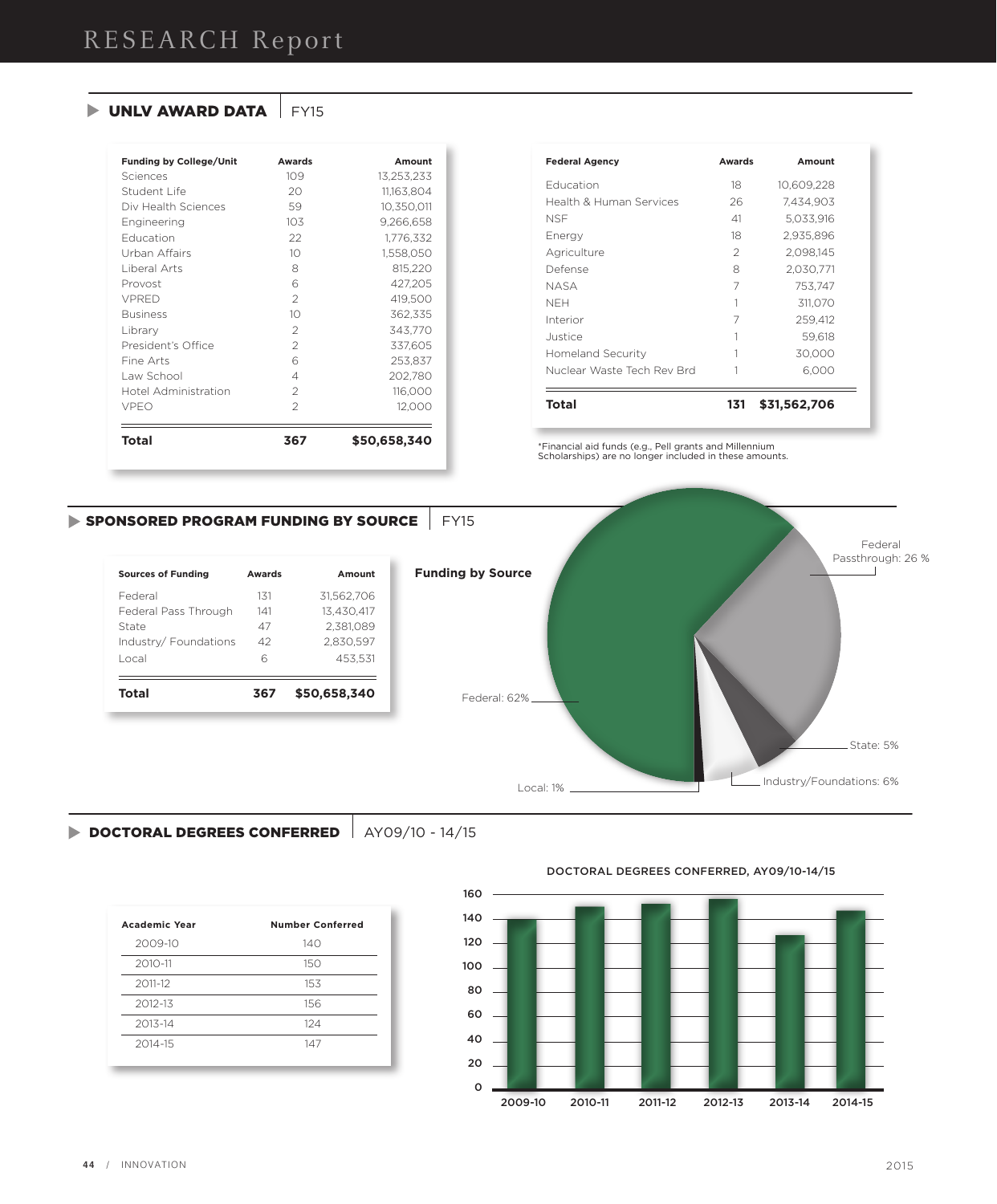# RESEARCH Report

## UNLV AWARD DATA | FY15

| Funding by College/Unit | Awards | Amount |
|---|---|---|
| Sciences | 109 | 13,253,233 |
| Student Life | 20 | 11,163,804 |
| Div Health Sciences | 59 | 10,350,011 |
| Engineering | 103 | 9,266,658 |
| Education | 22 | 1,776,332 |
| Urban Affairs | 10 | 1,558,050 |
| Liberal Arts | 8 | 815,220 |
| Provost | 6 | 427,205 |
| VPRED | 2 | 419,500 |
| Business | 10 | 362,335 |
| Library | 2 | 343,770 |
| President's Office | 2 | 337,605 |
| Fine Arts | 6 | 253,837 |
| Law School | 4 | 202,780 |
| Hotel Administration | 2 | 116,000 |
| VPEO | 2 | 12,000 |
| **Total** | **367** | **$50,658,340** |

| Federal Agency | Awards | Amount |
|---|---|---|
| Education | 18 | 10,609,228 |
| Health & Human Services | 26 | 7,434,903 |
| NSF | 41 | 5,033,916 |
| Energy | 18 | 2,935,896 |
| Agriculture | 2 | 2,098,145 |
| Defense | 8 | 2,030,771 |
| NASA | 7 | 753,747 |
| NEH | 1 | 311,070 |
| Interior | 7 | 259,412 |
| Justice | 1 | 59,618 |
| Homeland Security | 1 | 30,000 |
| Nuclear Waste Tech Rev Brd | 1 | 6,000 |
| **Total** | **131** | **$31,562,706** |

*Financial aid funds (e.g., Pell grants and Millennium Scholarships) are no longer included in these amounts.

## SPONSORED PROGRAM FUNDING BY SOURCE | FY15

| Sources of Funding | Awards | Amount |
|---|---|---|
| Federal | 131 | 31,562,706 |
| Federal Pass Through | 141 | 13,430,417 |
| State | 47 | 2,381,089 |
| Industry/ Foundations | 42 | 2,830,597 |
| Local | 6 | 453,531 |
| **Total** | **367** | **$50,658,340** |

**Funding by Source**

Federal: 62%
Federal Passthrough: 26 %
State: 5%
Industry/Foundations: 6%
Local: 1%

## DOCTORAL DEGREES CONFERRED | AY09/10 - 14/15

| Academic Year | Number Conferred |
|---|---|
| 2009-10 | 140 |
| 2010-11 | 150 |
| 2011-12 | 153 |
| 2012-13 | 156 |
| 2013-14 | 124 |
| 2014-15 | 147 |

DOCTORAL DEGREES CONFERRED, AY09/10-14/15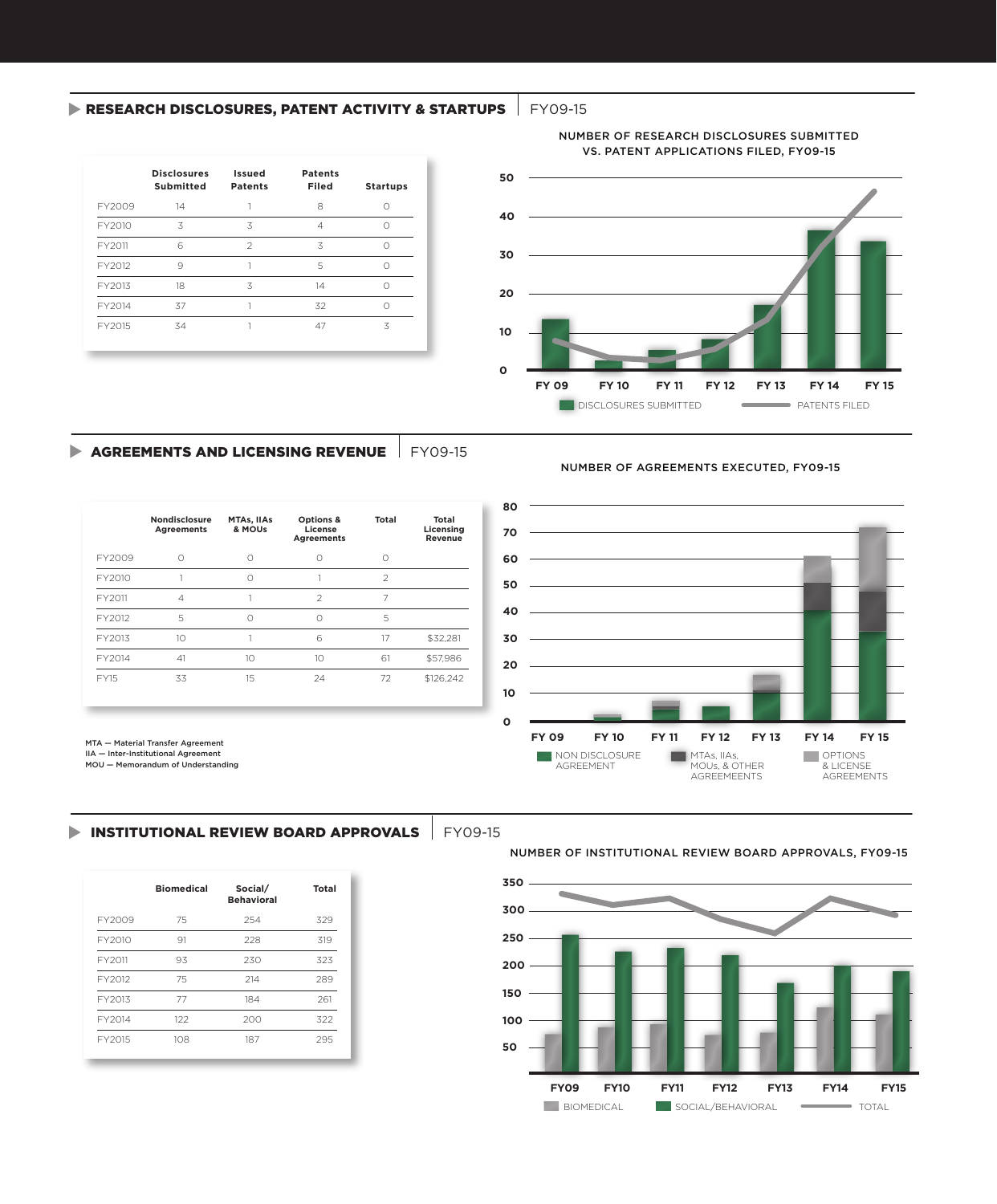## RESEARCH DISCLOSURES, PATENT ACTIVITY & STARTUPS | FY09-15

| | Disclosures Submitted | Issued Patents | Patents Filed | Startups |
|---|---|---|---|---|
| FY2009 | 14 | 1 | 8 | 0 |
| FY2010 | 3 | 3 | 4 | 0 |
| FY2011 | 6 | 2 | 3 | 0 |
| FY2012 | 9 | 1 | 5 | 0 |
| FY2013 | 18 | 3 | 14 | 0 |
| FY2014 | 37 | 1 | 32 | 0 |
| FY2015 | 34 | 1 | 47 | 3 |

NUMBER OF RESEARCH DISCLOSURES SUBMITTED VS. PATENT APPLICATIONS FILED, FY09-15

50
40
30
20
10
0

FY 09 FY 10 FY 11 FY 12 FY 13 FY 14 FY 15

DISCLOSURES SUBMITTED
PATENTS FILED

## AGREEMENTS AND LICENSING REVENUE | FY09-15

| | Nondisclosure Agreements | MTAs, IIAs & MOUs | Options & License Agreements | Total | Total Licensing Revenue |
|---|---|---|---|---|---|
| FY2009 | 0 | 0 | 0 | 0 | |
| FY2010 | 1 | 0 | 1 | 2 | |
| FY2011 | 4 | 1 | 2 | 7 | |
| FY2012 | 5 | 0 | 0 | 5 | |
| FY2013 | 10 | 1 | 6 | 17 | $32,281 |
| FY2014 | 41 | 10 | 10 | 61 | $57,986 |
| FY15 | 33 | 15 | 24 | 72 | $126,242 |

MTA — Material Transfer Agreement
IIA — Inter-Institutional Agreement
MOU — Memorandum of Understanding

NUMBER OF AGREEMENTS EXECUTED, FY09-15

80
70
60
50
40
30
20
10
0

FY 09 FY 10 FY 11 FY 12 FY 13 FY 14 FY 15

NON DISCLOSURE AGREEMENT
MTAs, IIAs, MOUs, & OTHER AGREEMEENTS
OPTIONS & LICENSE AGREEMENTS

## INSTITUTIONAL REVIEW BOARD APPROVALS | FY09-15

| | Biomedical | Social/ Behavioral | Total |
|---|---|---|---|
| FY2009 | 75 | 254 | 329 |
| FY2010 | 91 | 228 | 319 |
| FY2011 | 93 | 230 | 323 |
| FY2012 | 75 | 214 | 289 |
| FY2013 | 77 | 184 | 261 |
| FY2014 | 122 | 200 | 322 |
| FY2015 | 108 | 187 | 295 |

NUMBER OF INSTITUTIONAL REVIEW BOARD APPROVALS, FY09-15

350
300
250
200
150
100
50

FY09 FY10 FY11 FY12 FY13 FY14 FY15

BIOMEDICAL
SOCIAL/BEHAVIORAL
TOTAL